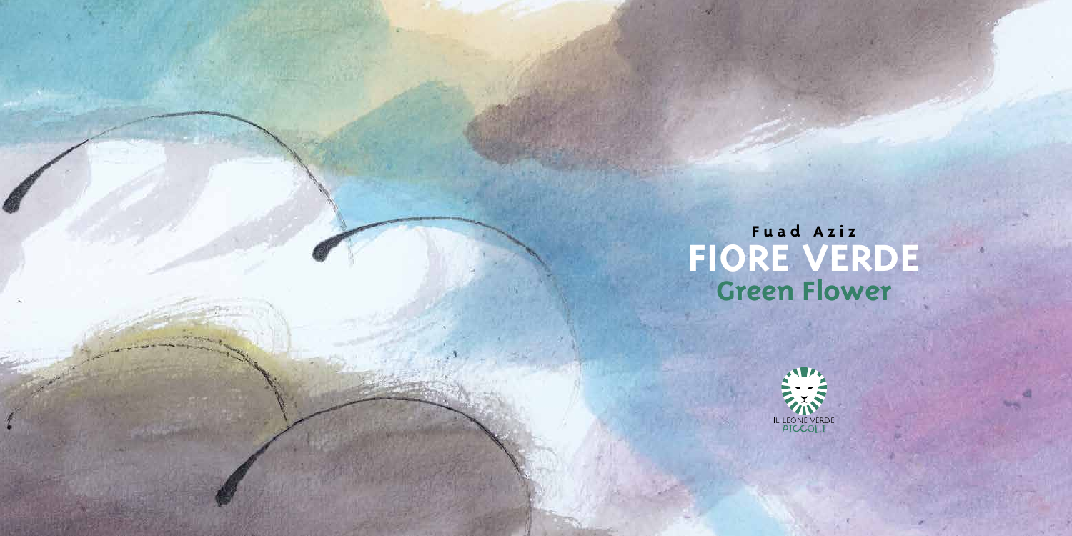Fuad Aziz

# FIORE VERDE

## Green Flower

IL LEONE VERDE
PICCOLI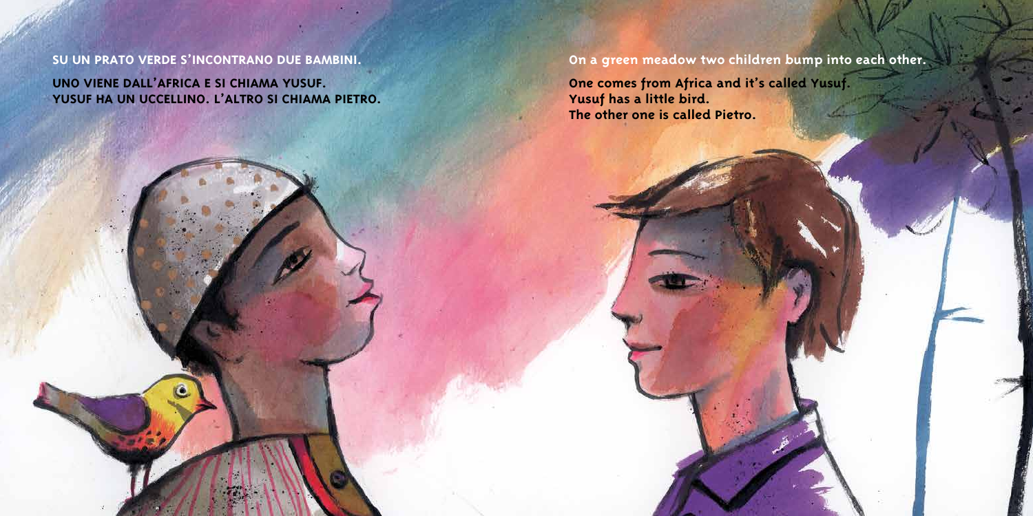SU UN PRATO VERDE S'INCONTRANO DUE BAMBINI.

UNO VIENE DALL'AFRICA E SI CHIAMA YUSUF.
YUSUF HA UN UCCELLINO. L'ALTRO SI CHIAMA PIETRO.

On a green meadow two children bump into each other.

One comes from Africa and it's called Yusuf.
Yusuf has a little bird.
The other one is called Pietro.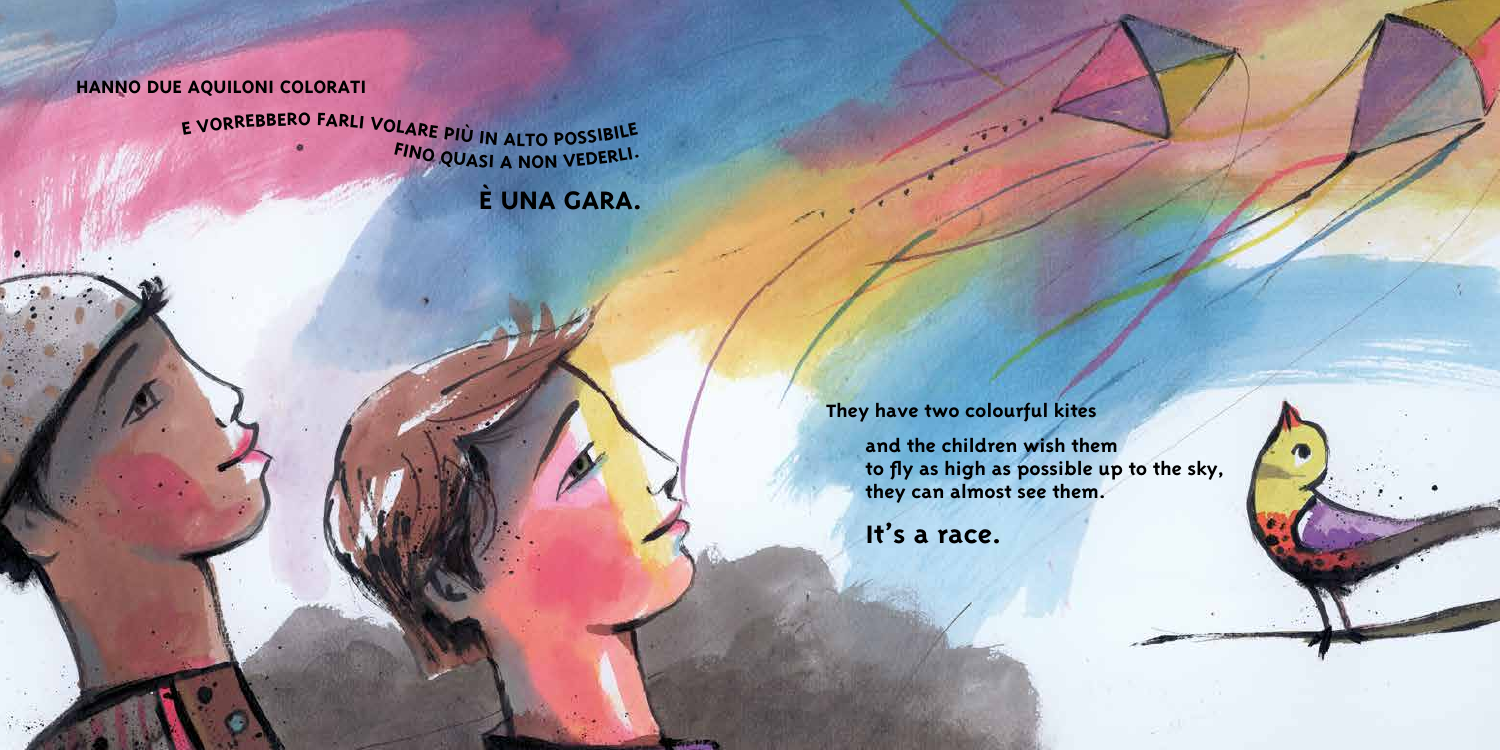HANNO DUE AQUILONI COLORATI

E VORREBBERO FARLI VOLARE PIÙ IN ALTO POSSIBILE
FINO QUASI A NON VEDERLI.

**È UNA GARA.**

**They have two colourful kites**

**and the children wish them
to fly as high as possible up to the sky,
they can almost see them.**

**It's a race.**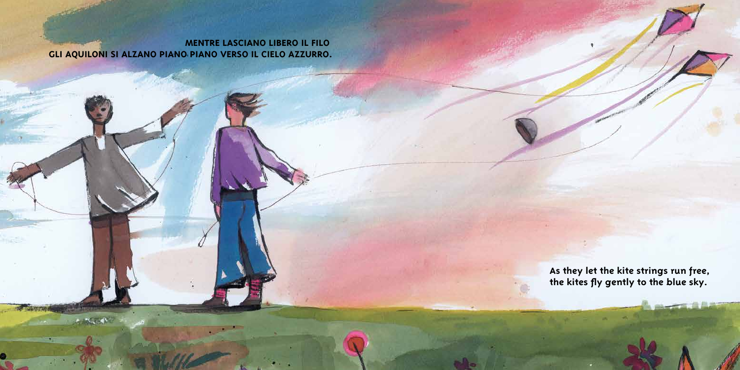**MENTRE LASCIANO LIBERO IL FILO GLI AQUILONI SI ALZANO PIANO PIANO VERSO IL CIELO AZZURRO.**

**As they let the kite strings run free, the kites fly gently to the blue sky.**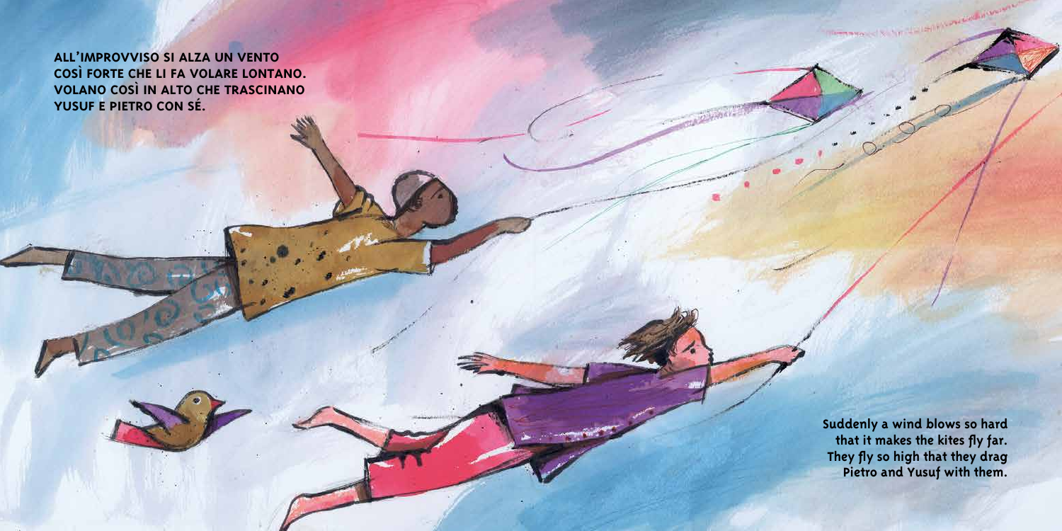**ALL'IMPROVVISO SI ALZA UN VENTO COSÌ FORTE CHE LI FA VOLARE LONTANO. VOLANO COSÌ IN ALTO CHE TRASCINANO YUSUF E PIETRO CON SÉ.**

**Suddenly a wind blows so hard that it makes the kites fly far. They fly so high that they drag Pietro and Yusuf with them.**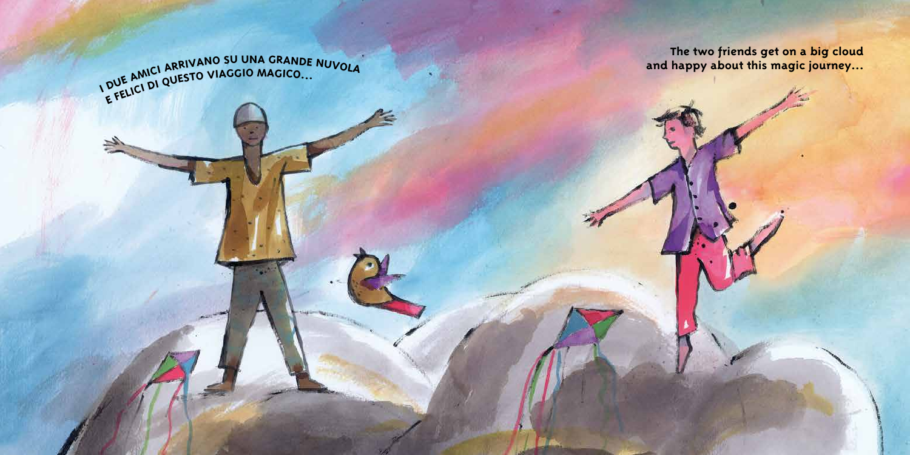I DUE AMICI ARRIVANO SU UNA GRANDE NUVOLA
E FELICI DI QUESTO VIAGGIO MAGICO...

The two friends get on a big cloud
and happy about this magic journey...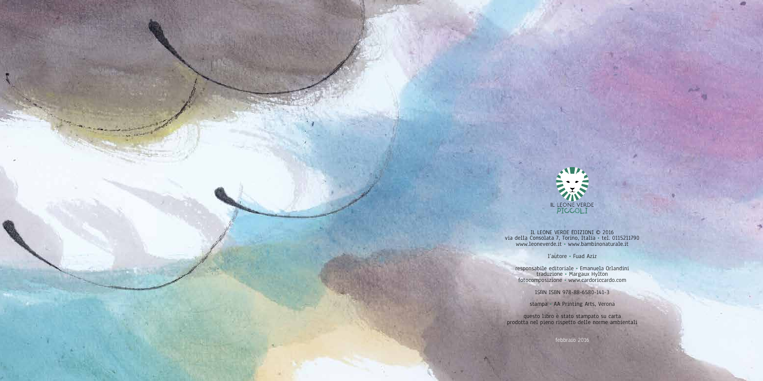IL LEONE VERDE
PICCOLI

IL LEONE VERDE EDIZIONI © 2016
via della Consolata 7, Torino, Italia • tel. 0115211790
www.leoneverde.it • www.bambinonaturale.it

l'autore • Fuad Aziz

responsabile editoriale • Emanuela Orlandini
traduzione • Margaux Hylton
fotocomposizione • www.cardoriccardo.com

ISBN ISBN 978-88-6580-141-3

stampa • AA Printing Arts, Verona

questo libro è stato stampato su carta
prodotta nel pieno rispetto delle norme ambientali

febbraio 2016